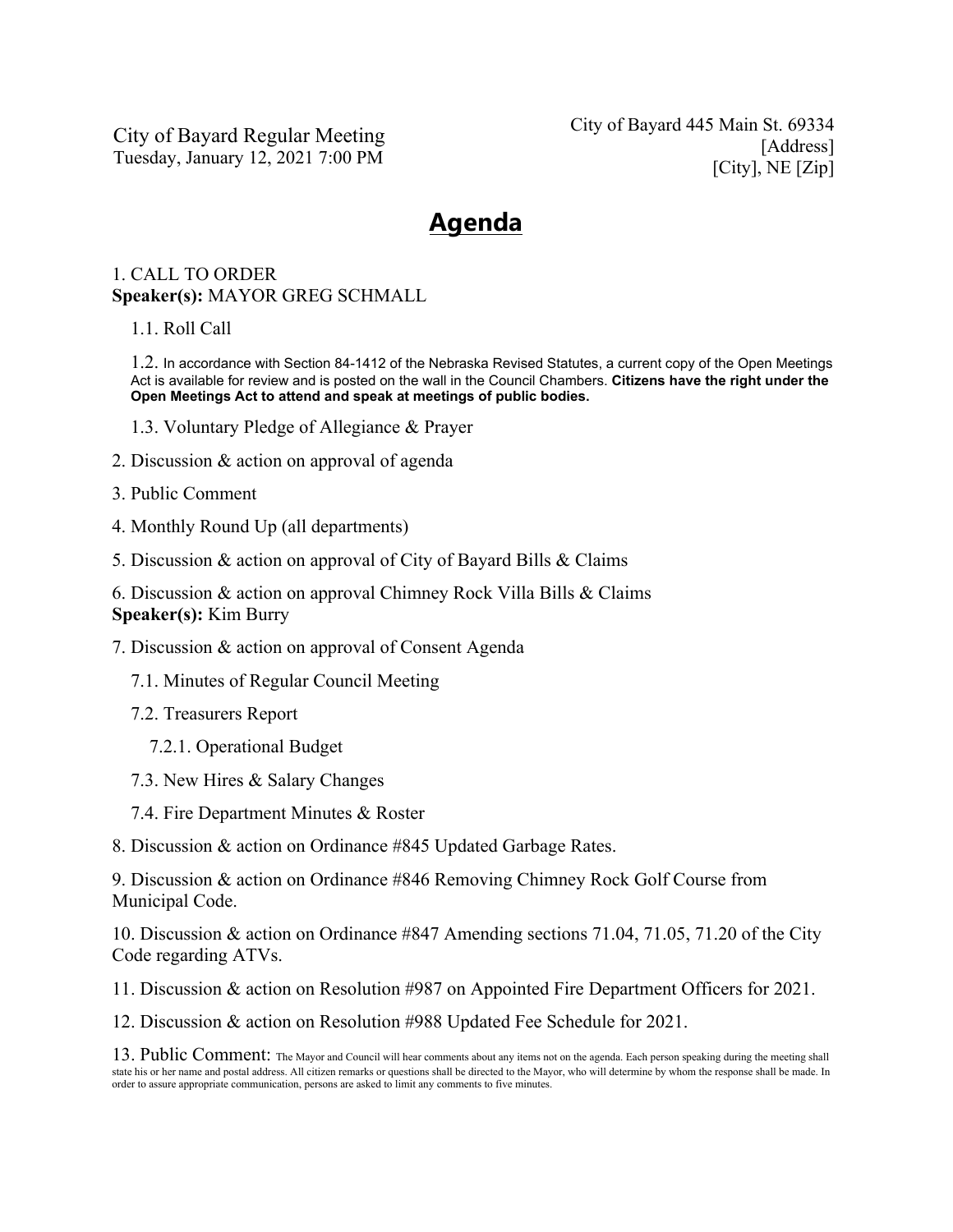City of Bayard Regular Meeting
Tuesday, January 12, 2021 7:00 PM

City of Bayard 445 Main St. 69334
[Address]
[City], NE [Zip]

# Agenda

1. CALL TO ORDER
**Speaker(s):** MAYOR GREG SCHMALL

   1.1. Roll Call

   1.2. In accordance with Section 84-1412 of the Nebraska Revised Statutes, a current copy of the Open Meetings Act is available for review and is posted on the wall in the Council Chambers. **Citizens have the right under the Open Meetings Act to attend and speak at meetings of public bodies.**

   1.3. Voluntary Pledge of Allegiance & Prayer

2. Discussion & action on approval of agenda

3. Public Comment

4. Monthly Round Up (all departments)

5. Discussion & action on approval of City of Bayard Bills & Claims

6. Discussion & action on approval Chimney Rock Villa Bills & Claims
**Speaker(s):** Kim Burry

7. Discussion & action on approval of Consent Agenda

   7.1. Minutes of Regular Council Meeting

   7.2. Treasurers Report

      7.2.1. Operational Budget

   7.3. New Hires & Salary Changes

   7.4. Fire Department Minutes & Roster

8. Discussion & action on Ordinance #845 Updated Garbage Rates.

9. Discussion & action on Ordinance #846 Removing Chimney Rock Golf Course from Municipal Code.

10. Discussion & action on Ordinance #847 Amending sections 71.04, 71.05, 71.20 of the City Code regarding ATVs.

11. Discussion & action on Resolution #987 on Appointed Fire Department Officers for 2021.

12. Discussion & action on Resolution #988 Updated Fee Schedule for 2021.

13. Public Comment: The Mayor and Council will hear comments about any items not on the agenda. Each person speaking during the meeting shall state his or her name and postal address. All citizen remarks or questions shall be directed to the Mayor, who will determine by whom the response shall be made. In order to assure appropriate communication, persons are asked to limit any comments to five minutes.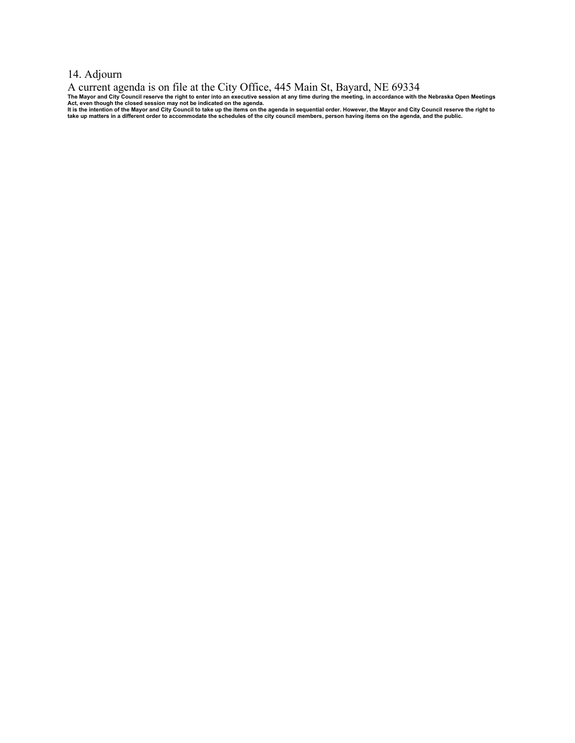14. Adjourn

A current agenda is on file at the City Office, 445 Main St, Bayard, NE 69334

**The Mayor and City Council reserve the right to enter into an executive session at any time during the meeting, in accordance with the Nebraska Open Meetings Act, even though the closed session may not be indicated on the agenda.**

**It is the intention of the Mayor and City Council to take up the items on the agenda in sequential order. However, the Mayor and City Council reserve the right to take up matters in a different order to accommodate the schedules of the city council members, person having items on the agenda, and the public.**